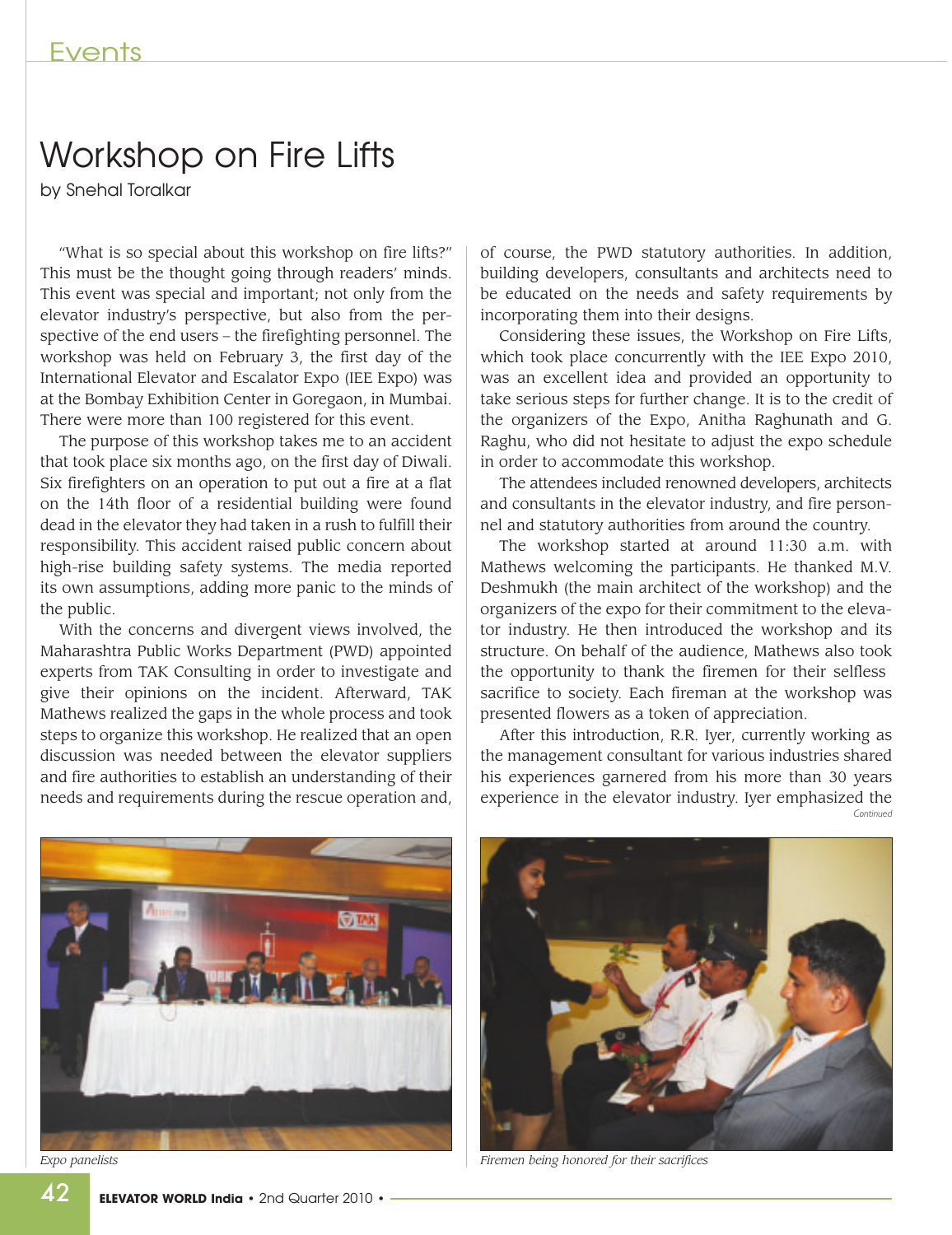# Workshop on Fire Lifts

by Snehal Toralkar

"What is so special about this workshop on fire lifts?" This must be the thought going through readers' minds. This event was special and important; not only from the elevator industry's perspective, but also from the perspective of the end users – the firefighting personnel. The workshop was held on February 3, the first day of the International Elevator and Escalator Expo (IEE Expo) was at the Bombay Exhibition Center in Goregaon, in Mumbai. There were more than 100 registered for this event.

The purpose of this workshop takes me to an accident that took place six months ago, on the first day of Diwali. Six firefighters on an operation to put out a fire at a flat on the 14th floor of a residential building were found dead in the elevator they had taken in a rush to fulfill their responsibility. This accident raised public concern about high-rise building safety systems. The media reported its own assumptions, adding more panic to the minds of the public.

With the concerns and divergent views involved, the Maharashtra Public Works Department (PWD) appointed experts from TAK Consulting in order to investigate and give their opinions on the incident. Afterward, TAK Mathews realized the gaps in the whole process and took steps to organize this workshop. He realized that an open discussion was needed between the elevator suppliers and fire authorities to establish an understanding of their needs and requirements during the rescue operation and, of course, the PWD statutory authorities. In addition, building developers, consultants and architects need to be educated on the needs and safety requirements by incorporating them into their designs.

Considering these issues, the Workshop on Fire Lifts, which took place concurrently with the IEE Expo 2010, was an excellent idea and provided an opportunity to take serious steps for further change. It is to the credit of the organizers of the Expo, Anitha Raghunath and G. Raghu, who did not hesitate to adjust the expo schedule in order to accommodate this workshop.

The attendees included renowned developers, architects and consultants in the elevator industry, and fire personnel and statutory authorities from around the country.

The workshop started at around 11:30 a.m. with Mathews welcoming the participants. He thanked M.V. Deshmukh (the main architect of the workshop) and the organizers of the expo for their commitment to the elevator industry. He then introduced the workshop and its structure. On behalf of the audience, Mathews also took the opportunity to thank the firemen for their selfless sacrifice to society. Each fireman at the workshop was presented flowers as a token of appreciation.

After this introduction, R.R. Iyer, currently working as the management consultant for various industries shared his experiences garnered from his more than 30 years experience in the elevator industry. Iyer emphasized the

*Continued*

*Expo panelists*

*Firemen being honored for their sacrifices*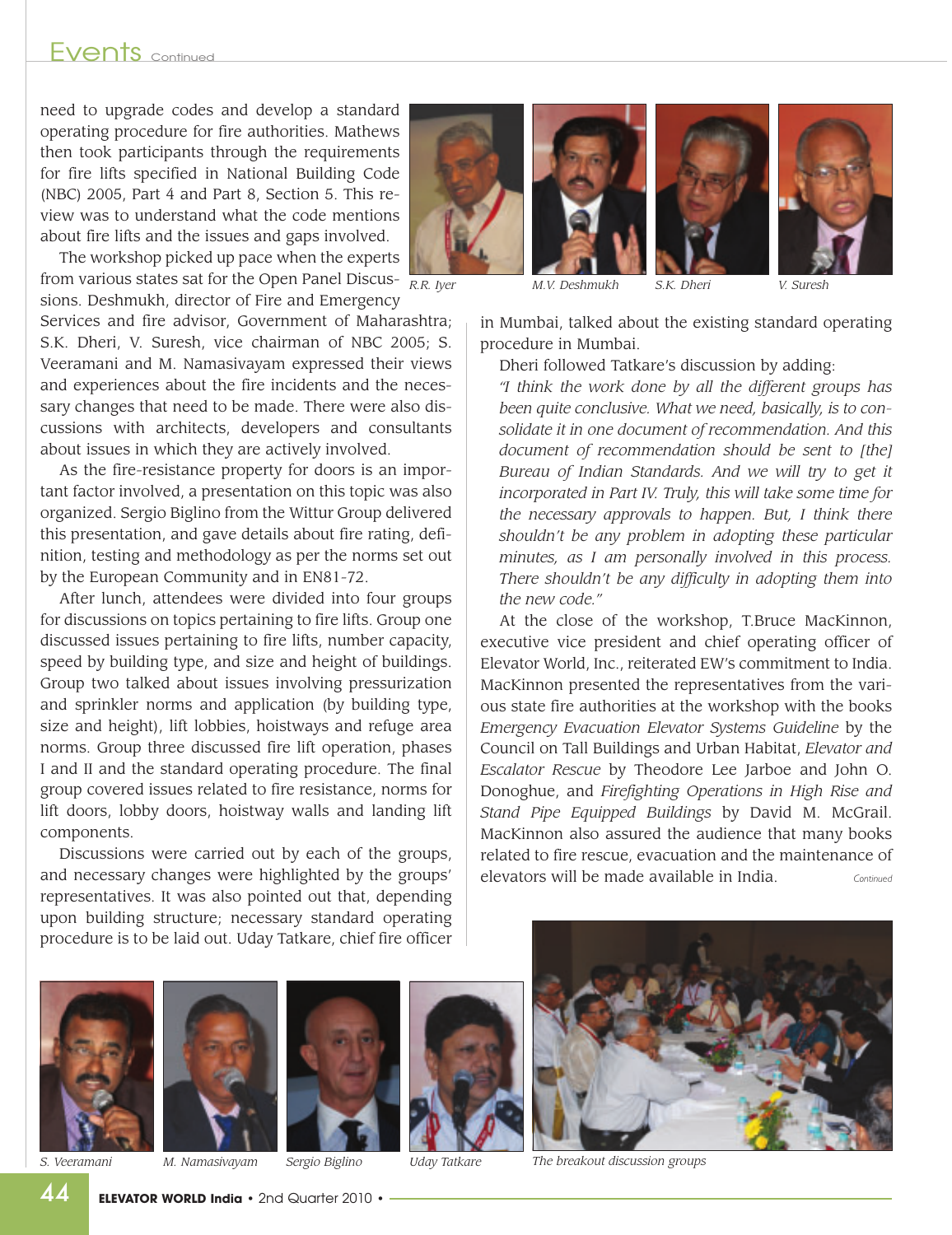need to upgrade codes and develop a standard operating procedure for fire authorities. Mathews then took participants through the requirements for fire lifts specified in National Building Code (NBC) 2005, Part 4 and Part 8, Section 5. This review was to understand what the code mentions about fire lifts and the issues and gaps involved.

The workshop picked up pace when the experts from various states sat for the Open Panel Discussions. Deshmukh, director of Fire and Emergency Services and fire advisor, Government of Maharashtra; S.K. Dheri, V. Suresh, vice chairman of NBC 2005; S. Veeramani and M. Namasivayam expressed their views and experiences about the fire incidents and the necessary changes that need to be made. There were also discussions with architects, developers and consultants about issues in which they are actively involved.

As the fire-resistance property for doors is an important factor involved, a presentation on this topic was also organized. Sergio Biglino from the Wittur Group delivered this presentation, and gave details about fire rating, definition, testing and methodology as per the norms set out by the European Community and in EN81-72.

After lunch, attendees were divided into four groups for discussions on topics pertaining to fire lifts. Group one discussed issues pertaining to fire lifts, number capacity, speed by building type, and size and height of buildings. Group two talked about issues involving pressurization and sprinkler norms and application (by building type, size and height), lift lobbies, hoistways and refuge area norms. Group three discussed fire lift operation, phases I and II and the standard operating procedure. The final group covered issues related to fire resistance, norms for lift doors, lobby doors, hoistway walls and landing lift components.

Discussions were carried out by each of the groups, and necessary changes were highlighted by the groups' representatives. It was also pointed out that, depending upon building structure; necessary standard operating procedure is to be laid out. Uday Tatkare, chief fire officer in Mumbai, talked about the existing standard operating procedure in Mumbai.

*R.R. Iyer* *M.V. Deshmukh* *S.K. Dheri* *V. Suresh*

Dheri followed Tatkare's discussion by adding:

*"I think the work done by all the different groups has been quite conclusive. What we need, basically, is to consolidate it in one document of recommendation. And this document of recommendation should be sent to [the] Bureau of Indian Standards. And we will try to get it incorporated in Part IV. Truly, this will take some time for the necessary approvals to happen. But, I think there shouldn't be any problem in adopting these particular minutes, as I am personally involved in this process. There shouldn't be any difficulty in adopting them into the new code."*

At the close of the workshop, T.Bruce MacKinnon, executive vice president and chief operating officer of Elevator World, Inc., reiterated EW's commitment to India. MacKinnon presented the representatives from the various state fire authorities at the workshop with the books *Emergency Evacuation Elevator Systems Guideline* by the Council on Tall Buildings and Urban Habitat, *Elevator and Escalator Rescue* by Theodore Lee Jarboe and John O. Donoghue, and *Firefighting Operations in High Rise and Stand Pipe Equipped Buildings* by David M. McGrail. MacKinnon also assured the audience that many books related to fire rescue, evacuation and the maintenance of elevators will be made available in India.

Continued

*S. Veeramani* *M. Namasivayam* *Sergio Biglino* *Uday Tatkare*

*The breakout discussion groups*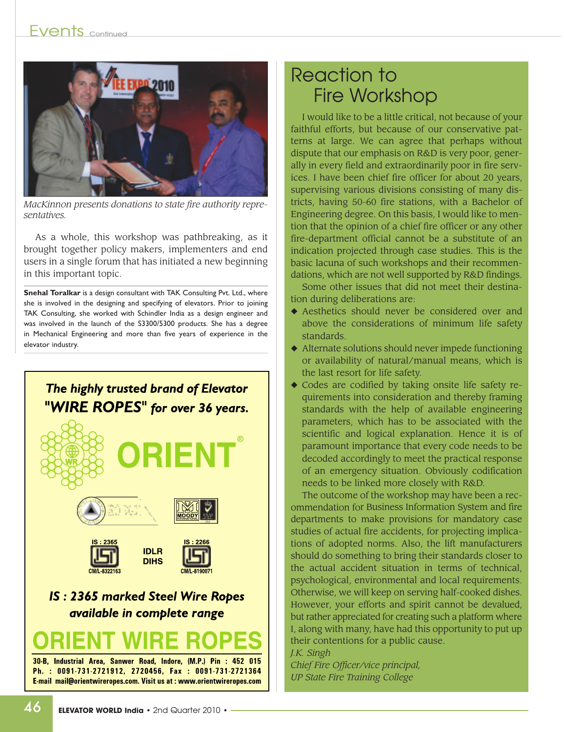MacKinnon presents donations to state fire authority representatives.

As a whole, this workshop was pathbreaking, as it brought together policy makers, implementers and end users in a single forum that has initiated a new beginning in this important topic.

**Snehal Toralkar** is a design consultant with TAK Consulting Pvt. Ltd., where she is involved in the designing and specifying of elevators. Prior to joining TAK Consulting, she worked with Schindler India as a design engineer and was involved in the launch of the S3300/5300 products. She has a degree in Mechanical Engineering and more than five years of experience in the elevator industry.

*The highly trusted brand of Elevator "WIRE ROPES" for over 36 years.*

ORIENT®

IS : 2365 CM/L-8322163 IDLR DIHS IS : 2266 CM/L-8190071

*IS : 2365 marked Steel Wire Ropes available in complete range*

**ORIENT WIRE ROPES**

30-B, Industrial Area, Sanwer Road, Indore, (M.P.) Pin : 452 015
Ph. : 0091-731-2721912, 2720456, Fax : 0091-731-2721364
E-mail mail@orientwireropes.com. Visit us at : www.orientwireropes.com

## Reaction to Fire Workshop

I would like to be a little critical, not because of your faithful efforts, but because of our conservative patterns at large. We can agree that perhaps without dispute that our emphasis on R&D is very poor, generally in every field and extraordinarily poor in fire services. I have been chief fire officer for about 20 years, supervising various divisions consisting of many districts, having 50-60 fire stations, with a Bachelor of Engineering degree. On this basis, I would like to mention that the opinion of a chief fire officer or any other fire-department official cannot be a substitute of an indication projected through case studies. This is the basic lacuna of such workshops and their recommendations, which are not well supported by R&D findings.

Some other issues that did not meet their destination during deliberations are:

- Aesthetics should never be considered over and above the considerations of minimum life safety standards.
- Alternate solutions should never impede functioning or availability of natural/manual means, which is the last resort for life safety.
- Codes are codified by taking onsite life safety requirements into consideration and thereby framing standards with the help of available engineering parameters, which has to be associated with the scientific and logical explanation. Hence it is of paramount importance that every code needs to be decoded accordingly to meet the practical response of an emergency situation. Obviously codification needs to be linked more closely with R&D.

The outcome of the workshop may have been a recommendation for Business Information System and fire departments to make provisions for mandatory case studies of actual fire accidents, for projecting implications of adopted norms. Also, the lift manufacturers should do something to bring their standards closer to the actual accident situation in terms of technical, psychological, environmental and local requirements. Otherwise, we will keep on serving half-cooked dishes. However, your efforts and spirit cannot be devalued, but rather appreciated for creating such a platform where I, along with many, have had this opportunity to put up their contentions for a public cause.

*J.K. Singh*
*Chief Fire Officer/vice principal,*
*UP State Fire Training College*